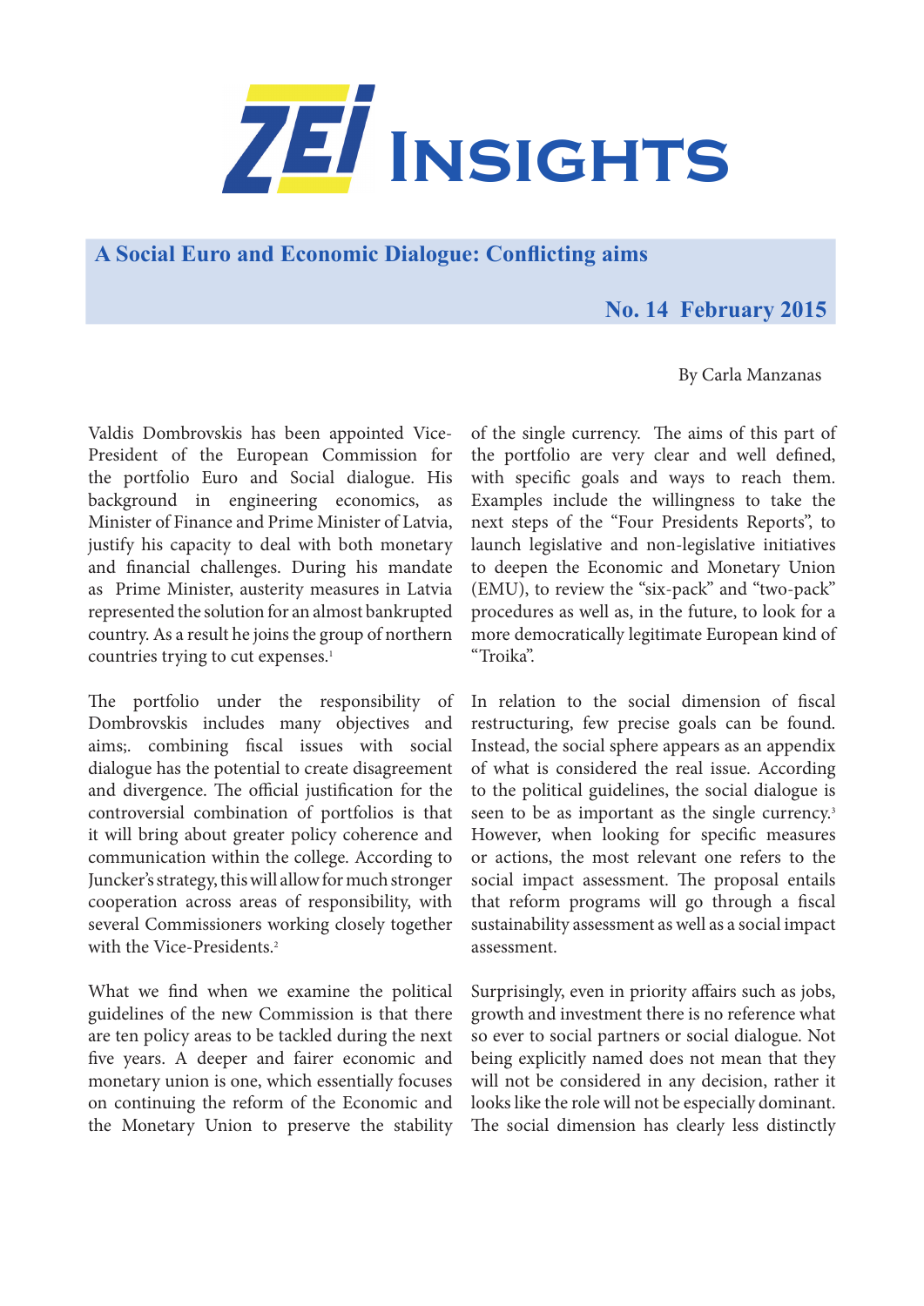# ZEI Insights

## A Social Euro and Economic Dialogue: Conflicting aims

**No. 14 February 2015**

By Carla Manzanas

Valdis Dombrovskis has been appointed Vice-President of the European Commission for the portfolio Euro and Social dialogue. His background in engineering economics, as Minister of Finance and Prime Minister of Latvia, justify his capacity to deal with both monetary and financial challenges. During his mandate as Prime Minister, austerity measures in Latvia represented the solution for an almost bankrupted country. As a result he joins the group of northern countries trying to cut expenses.[1]

The portfolio under the responsibility of Dombrovskis includes many objectives and aims;. combining fiscal issues with social dialogue has the potential to create disagreement and divergence. The official justification for the controversial combination of portfolios is that it will bring about greater policy coherence and communication within the college. According to Juncker's strategy, this will allow for much stronger cooperation across areas of responsibility, with several Commissioners working closely together with the Vice-Presidents.[2]

What we find when we examine the political guidelines of the new Commission is that there are ten policy areas to be tackled during the next five years. A deeper and fairer economic and monetary union is one, which essentially focuses on continuing the reform of the Economic and the Monetary Union to preserve the stability of the single currency. The aims of this part of the portfolio are very clear and well defined, with specific goals and ways to reach them. Examples include the willingness to take the next steps of the "Four Presidents Reports", to launch legislative and non-legislative initiatives to deepen the Economic and Monetary Union (EMU), to review the "six-pack" and "two-pack" procedures as well as, in the future, to look for a more democratically legitimate European kind of "Troika".

In relation to the social dimension of fiscal restructuring, few precise goals can be found. Instead, the social sphere appears as an appendix of what is considered the real issue. According to the political guidelines, the social dialogue is seen to be as important as the single currency.[3] However, when looking for specific measures or actions, the most relevant one refers to the social impact assessment. The proposal entails that reform programs will go through a fiscal sustainability assessment as well as a social impact assessment.

Surprisingly, even in priority affairs such as jobs, growth and investment there is no reference what so ever to social partners or social dialogue. Not being explicitly named does not mean that they will not be considered in any decision, rather it looks like the role will not be especially dominant. The social dimension has clearly less distinctly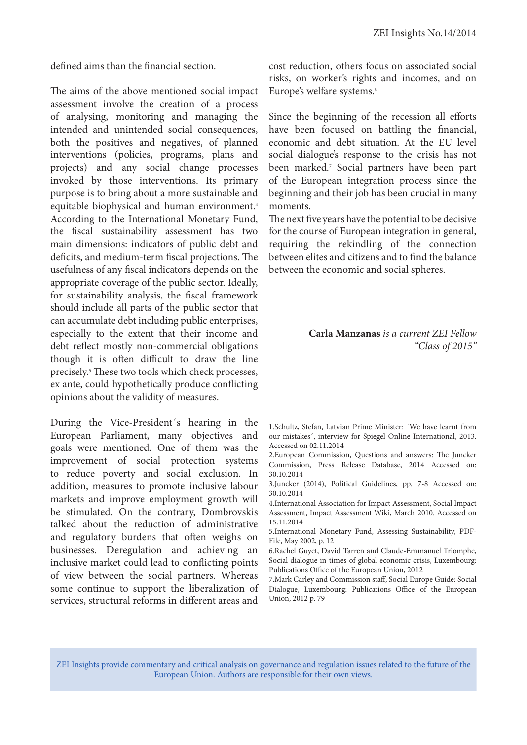defined aims than the financial section.

The aims of the above mentioned social impact assessment involve the creation of a process of analysing, monitoring and managing the intended and unintended social consequences, both the positives and negatives, of planned interventions (policies, programs, plans and projects) and any social change processes invoked by those interventions. Its primary purpose is to bring about a more sustainable and equitable biophysical and human environment.[4] According to the International Monetary Fund, the fiscal sustainability assessment has two main dimensions: indicators of public debt and deficits, and medium-term fiscal projections. The usefulness of any fiscal indicators depends on the appropriate coverage of the public sector. Ideally, for sustainability analysis, the fiscal framework should include all parts of the public sector that can accumulate debt including public enterprises, especially to the extent that their income and debt reflect mostly non-commercial obligations though it is often difficult to draw the line precisely.[5] These two tools which check processes, ex ante, could hypothetically produce conflicting opinions about the validity of measures.

During the Vice-President´s hearing in the European Parliament, many objectives and goals were mentioned. One of them was the improvement of social protection systems to reduce poverty and social exclusion. In addition, measures to promote inclusive labour markets and improve employment growth will be stimulated. On the contrary, Dombrovskis talked about the reduction of administrative and regulatory burdens that often weighs on businesses. Deregulation and achieving an inclusive market could lead to conflicting points of view between the social partners. Whereas some continue to support the liberalization of services, structural reforms in different areas and cost reduction, others focus on associated social risks, on worker's rights and incomes, and on Europe's welfare systems.[6]

Since the beginning of the recession all efforts have been focused on battling the financial, economic and debt situation. At the EU level social dialogue's response to the crisis has not been marked.[7] Social partners have been part of the European integration process since the beginning and their job has been crucial in many moments.

The next five years have the potential to be decisive for the course of European integration in general, requiring the rekindling of the connection between elites and citizens and to find the balance between the economic and social spheres.

**Carla Manzanas** *is a current ZEI Fellow "Class of 2015"*

1.Schultz, Stefan, Latvian Prime Minister: ´We have learnt from our mistakes´, interview for Spiegel Online International, 2013. Accessed on 02.11.2014

2.European Commission, Questions and answers: The Juncker Commission, Press Release Database, 2014 Accessed on: 30.10.2014

3.Juncker (2014), Political Guidelines, pp. 7-8 Accessed on: 30.10.2014

4.International Association for Impact Assessment, Social Impact Assessment, Impact Assessment Wiki, March 2010. Accessed on 15.11.2014

5.International Monetary Fund, Assessing Sustainability, PDF-File, May 2002, p. 12

6.Rachel Guyet, David Tarren and Claude-Emmanuel Triomphe, Social dialogue in times of global economic crisis, Luxembourg: Publications Office of the European Union, 2012

7.Mark Carley and Commission staff, Social Europe Guide: Social Dialogue, Luxembourg: Publications Office of the European Union, 2012 p. 79

ZEI Insights provide commentary and critical analysis on governance and regulation issues related to the future of the European Union. Authors are responsible for their own views.